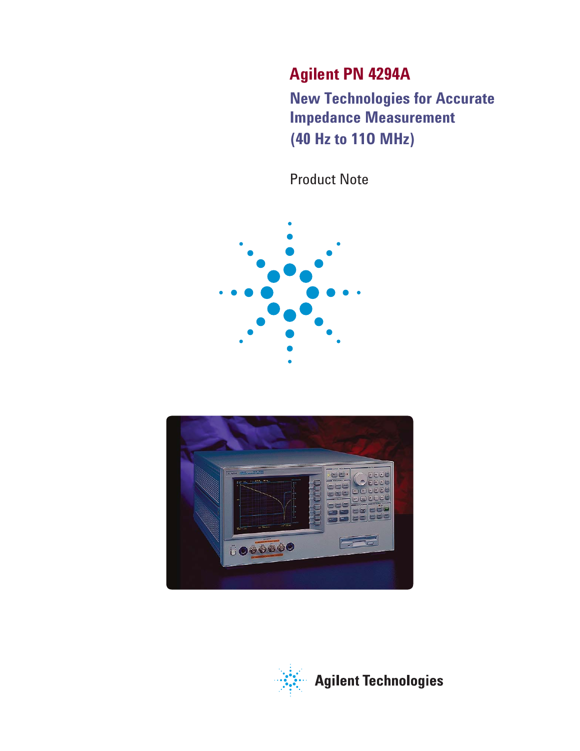# Agilent PN 4294A

## New Technologies for Accurate Impedance Measurement (40 Hz to 110 MHz)

Product Note

Agilent Technologies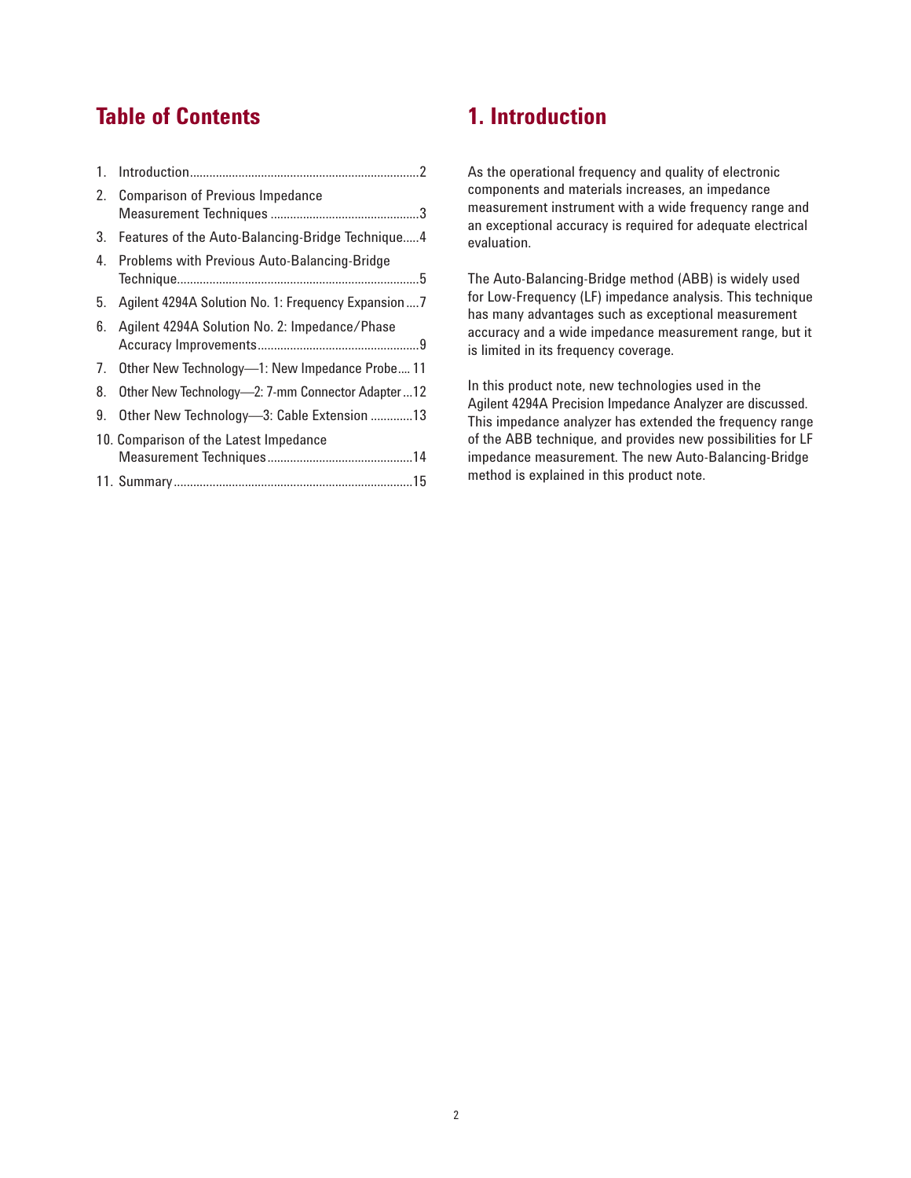## Table of Contents

1. Introduction......................................................................2
2. Comparison of Previous Impedance Measurement Techniques ..............................................3
3. Features of the Auto-Balancing-Bridge Technique.....4
4. Problems with Previous Auto-Balancing-Bridge Technique..........................................................................5
5. Agilent 4294A Solution No. 1: Frequency Expansion....7
6. Agilent 4294A Solution No. 2: Impedance/Phase Accuracy Improvements..................................................9
7. Other New Technology—1: New Impedance Probe.... 11
8. Other New Technology—2: 7-mm Connector Adapter...12
9. Other New Technology—3: Cable Extension .............13
10. Comparison of the Latest Impedance Measurement Techniques............................................14
11. Summary.........................................................................15

## 1. Introduction

As the operational frequency and quality of electronic components and materials increases, an impedance measurement instrument with a wide frequency range and an exceptional accuracy is required for adequate electrical evaluation.

The Auto-Balancing-Bridge method (ABB) is widely used for Low-Frequency (LF) impedance analysis. This technique has many advantages such as exceptional measurement accuracy and a wide impedance measurement range, but it is limited in its frequency coverage.

In this product note, new technologies used in the Agilent 4294A Precision Impedance Analyzer are discussed. This impedance analyzer has extended the frequency range of the ABB technique, and provides new possibilities for LF impedance measurement. The new Auto-Balancing-Bridge method is explained in this product note.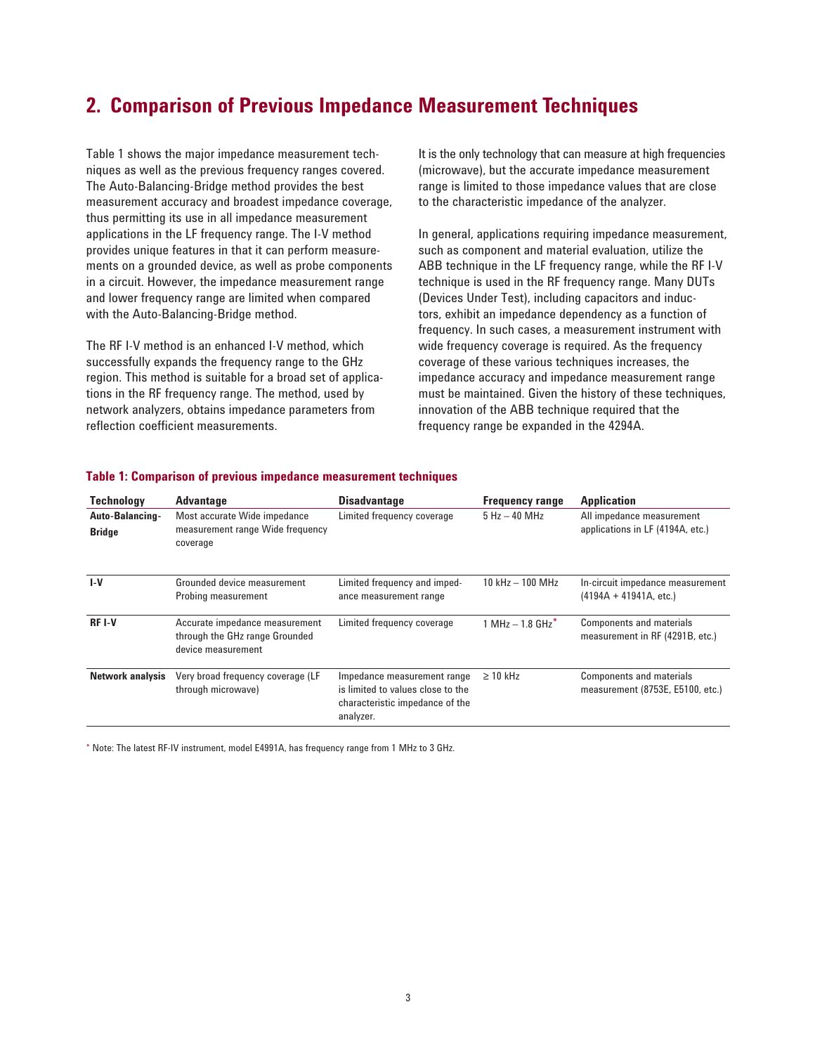## 2. Comparison of Previous Impedance Measurement Techniques

Table 1 shows the major impedance measurement techniques as well as the previous frequency ranges covered. The Auto-Balancing-Bridge method provides the best measurement accuracy and broadest impedance coverage, thus permitting its use in all impedance measurement applications in the LF frequency range. The I-V method provides unique features in that it can perform measurements on a grounded device, as well as probe components in a circuit. However, the impedance measurement range and lower frequency range are limited when compared with the Auto-Balancing-Bridge method.

The RF I-V method is an enhanced I-V method, which successfully expands the frequency range to the GHz region. This method is suitable for a broad set of applications in the RF frequency range. The method, used by network analyzers, obtains impedance parameters from reflection coefficient measurements. It is the only technology that can measure at high frequencies (microwave), but the accurate impedance measurement range is limited to those impedance values that are close to the characteristic impedance of the analyzer.

In general, applications requiring impedance measurement, such as component and material evaluation, utilize the ABB technique in the LF frequency range, while the RF I-V technique is used in the RF frequency range. Many DUTs (Devices Under Test), including capacitors and inductors, exhibit an impedance dependency as a function of frequency. In such cases, a measurement instrument with wide frequency coverage is required. As the frequency coverage of these various techniques increases, the impedance accuracy and impedance measurement range must be maintained. Given the history of these techniques, innovation of the ABB technique required that the frequency range be expanded in the 4294A.

**Table 1: Comparison of previous impedance measurement techniques**

| Technology | Advantage | Disadvantage | Frequency range | Application |
|---|---|---|---|---|
| **Auto-Balancing-Bridge** | Most accurate Wide impedance measurement range Wide frequency coverage | Limited frequency coverage | 5 Hz – 40 MHz | All impedance measurement applications in LF (4194A, etc.) |
| **I-V** | Grounded device measurement Probing measurement | Limited frequency and impedance measurement range | 10 kHz – 100 MHz | In-circuit impedance measurement (4194A + 41941A, etc.) |
| **RF I-V** | Accurate impedance measurement through the GHz range Grounded device measurement | Limited frequency coverage | 1 MHz – 1.8 GHz* | Components and materials measurement in RF (4291B, etc.) |
| **Network analysis** | Very broad frequency coverage (LF through microwave) | Impedance measurement range is limited to values close to the characteristic impedance of the analyzer. | ≥ 10 kHz | Components and materials measurement (8753E, E5100, etc.) |

* Note: The latest RF-IV instrument, model E4991A, has frequency range from 1 MHz to 3 GHz.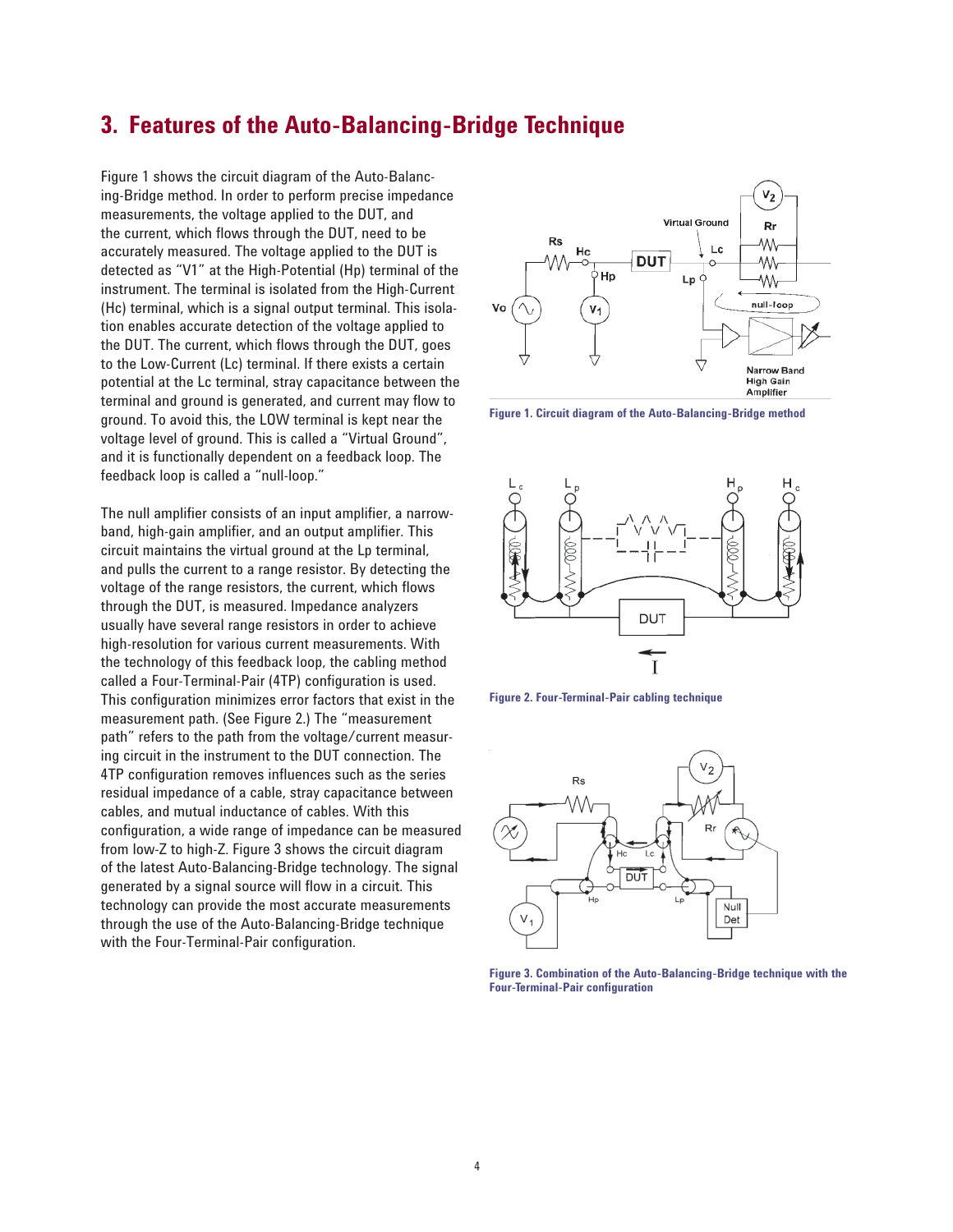# 3. Features of the Auto-Balancing-Bridge Technique

Figure 1 shows the circuit diagram of the Auto-Balancing-Bridge method. In order to perform precise impedance measurements, the voltage applied to the DUT, and the current, which flows through the DUT, need to be accurately measured. The voltage applied to the DUT is detected as "V1" at the High-Potential (Hp) terminal of the instrument. The terminal is isolated from the High-Current (Hc) terminal, which is a signal output terminal. This isolation enables accurate detection of the voltage applied to the DUT. The current, which flows through the DUT, goes to the Low-Current (Lc) terminal. If there exists a certain potential at the Lc terminal, stray capacitance between the terminal and ground is generated, and current may flow to ground. To avoid this, the LOW terminal is kept near the voltage level of ground. This is called a "Virtual Ground", and it is functionally dependent on a feedback loop. The feedback loop is called a "null-loop."

The null amplifier consists of an input amplifier, a narrow-band, high-gain amplifier, and an output amplifier. This circuit maintains the virtual ground at the Lp terminal, and pulls the current to a range resistor. By detecting the voltage of the range resistors, the current, which flows through the DUT, is measured. Impedance analyzers usually have several range resistors in order to achieve high-resolution for various current measurements. With the technology of this feedback loop, the cabling method called a Four-Terminal-Pair (4TP) configuration is used. This configuration minimizes error factors that exist in the measurement path. (See Figure 2.) The "measurement path" refers to the path from the voltage/current measuring circuit in the instrument to the DUT connection. The 4TP configuration removes influences such as the series residual impedance of a cable, stray capacitance between cables, and mutual inductance of cables. With this configuration, a wide range of impedance can be measured from low-Z to high-Z. Figure 3 shows the circuit diagram of the latest Auto-Balancing-Bridge technology. The signal generated by a signal source will flow in a circuit. This technology can provide the most accurate measurements through the use of the Auto-Balancing-Bridge technique with the Four-Terminal-Pair configuration.

**Figure 1. Circuit diagram of the Auto-Balancing-Bridge method**

**Figure 2. Four-Terminal-Pair cabling technique**

**Figure 3. Combination of the Auto-Balancing-Bridge technique with the Four-Terminal-Pair configuration**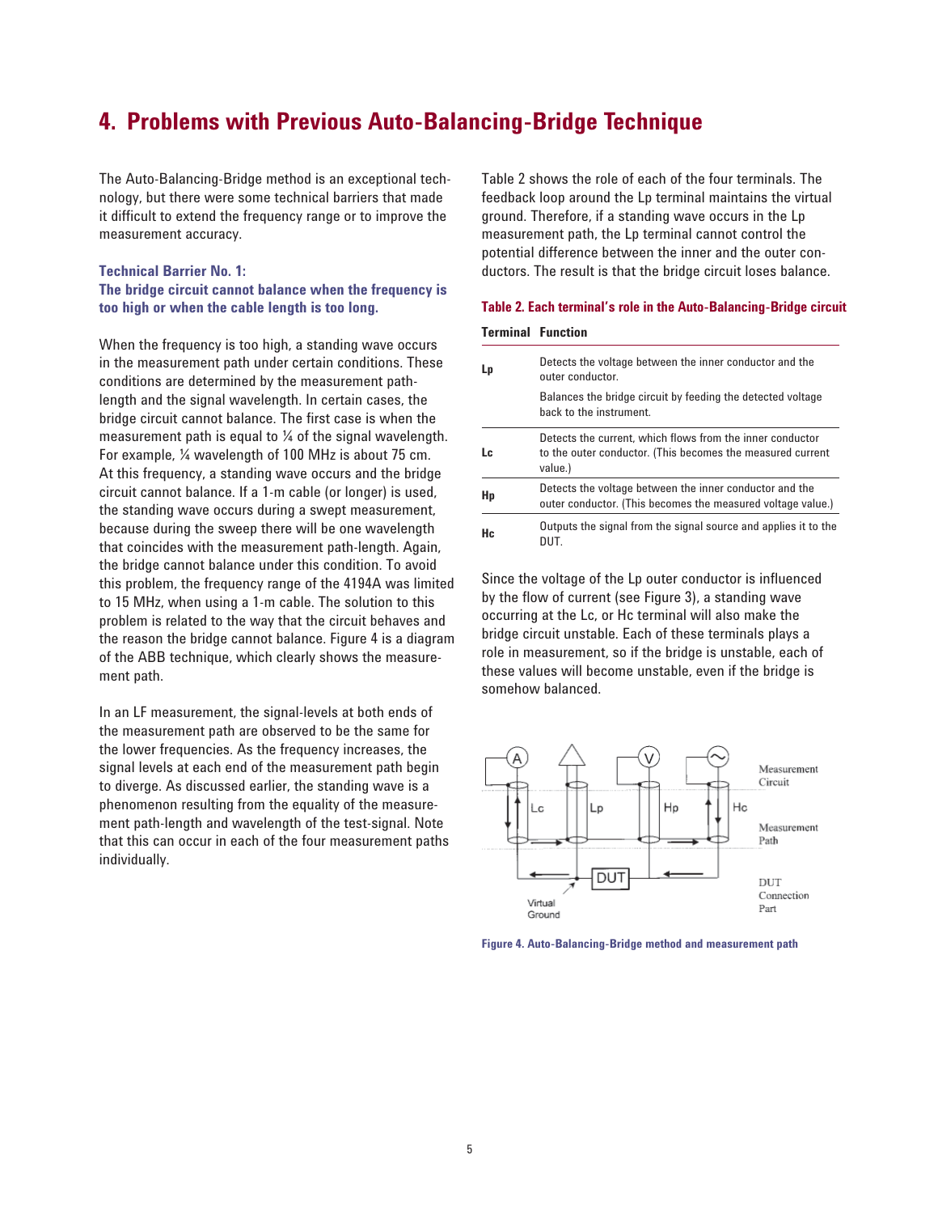## 4. Problems with Previous Auto-Balancing-Bridge Technique

The Auto-Balancing-Bridge method is an exceptional technology, but there were some technical barriers that made it difficult to extend the frequency range or to improve the measurement accuracy.

### Technical Barrier No. 1:
### The bridge circuit cannot balance when the frequency is too high or when the cable length is too long.

When the frequency is too high, a standing wave occurs in the measurement path under certain conditions. These conditions are determined by the measurement path-length and the signal wavelength. In certain cases, the bridge circuit cannot balance. The first case is when the measurement path is equal to ¼ of the signal wavelength. For example, ¼ wavelength of 100 MHz is about 75 cm. At this frequency, a standing wave occurs and the bridge circuit cannot balance. If a 1-m cable (or longer) is used, the standing wave occurs during a swept measurement, because during the sweep there will be one wavelength that coincides with the measurement path-length. Again, the bridge cannot balance under this condition. To avoid this problem, the frequency range of the 4194A was limited to 15 MHz, when using a 1-m cable. The solution to this problem is related to the way that the circuit behaves and the reason the bridge cannot balance. Figure 4 is a diagram of the ABB technique, which clearly shows the measurement path.

In an LF measurement, the signal-levels at both ends of the measurement path are observed to be the same for the lower frequencies. As the frequency increases, the signal levels at each end of the measurement path begin to diverge. As discussed earlier, the standing wave is a phenomenon resulting from the equality of the measurement path-length and wavelength of the test-signal. Note that this can occur in each of the four measurement paths individually.

Table 2 shows the role of each of the four terminals. The feedback loop around the Lp terminal maintains the virtual ground. Therefore, if a standing wave occurs in the Lp measurement path, the Lp terminal cannot control the potential difference between the inner and the outer conductors. The result is that the bridge circuit loses balance.

**Table 2. Each terminal's role in the Auto-Balancing-Bridge circuit**

| Terminal | Function |
|---|---|
| Lp | Detects the voltage between the inner conductor and the outer conductor.<br>Balances the bridge circuit by feeding the detected voltage back to the instrument. |
| Lc | Detects the current, which flows from the inner conductor to the outer conductor. (This becomes the measured current value.) |
| Hp | Detects the voltage between the inner conductor and the outer conductor. (This becomes the measured voltage value.) |
| Hc | Outputs the signal from the signal source and applies it to the DUT. |

Since the voltage of the Lp outer conductor is influenced by the flow of current (see Figure 3), a standing wave occurring at the Lc, or Hc terminal will also make the bridge circuit unstable. Each of these terminals plays a role in measurement, so if the bridge is unstable, each of these values will become unstable, even if the bridge is somehow balanced.

**Figure 4. Auto-Balancing-Bridge method and measurement path**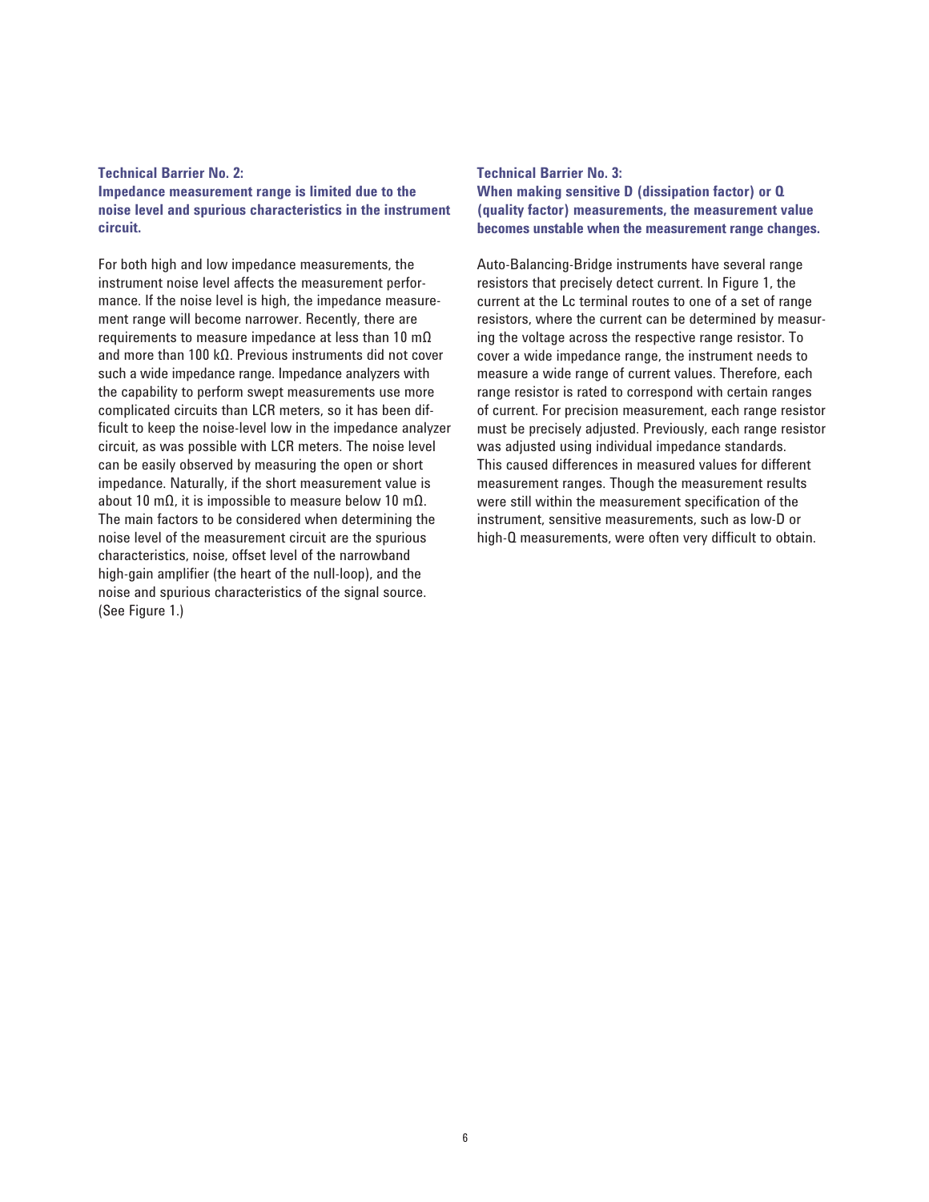### Technical Barrier No. 2:
### Impedance measurement range is limited due to the noise level and spurious characteristics in the instrument circuit.

For both high and low impedance measurements, the instrument noise level affects the measurement performance. If the noise level is high, the impedance measurement range will become narrower. Recently, there are requirements to measure impedance at less than 10 mΩ and more than 100 kΩ. Previous instruments did not cover such a wide impedance range. Impedance analyzers with the capability to perform swept measurements use more complicated circuits than LCR meters, so it has been difficult to keep the noise-level low in the impedance analyzer circuit, as was possible with LCR meters. The noise level can be easily observed by measuring the open or short impedance. Naturally, if the short measurement value is about 10 mΩ, it is impossible to measure below 10 mΩ. The main factors to be considered when determining the noise level of the measurement circuit are the spurious characteristics, noise, offset level of the narrowband high-gain amplifier (the heart of the null-loop), and the noise and spurious characteristics of the signal source. (See Figure 1.)

### Technical Barrier No. 3:
### When making sensitive D (dissipation factor) or Q (quality factor) measurements, the measurement value becomes unstable when the measurement range changes.

Auto-Balancing-Bridge instruments have several range resistors that precisely detect current. In Figure 1, the current at the Lc terminal routes to one of a set of range resistors, where the current can be determined by measuring the voltage across the respective range resistor. To cover a wide impedance range, the instrument needs to measure a wide range of current values. Therefore, each range resistor is rated to correspond with certain ranges of current. For precision measurement, each range resistor must be precisely adjusted. Previously, each range resistor was adjusted using individual impedance standards. This caused differences in measured values for different measurement ranges. Though the measurement results were still within the measurement specification of the instrument, sensitive measurements, such as low-D or high-Q measurements, were often very difficult to obtain.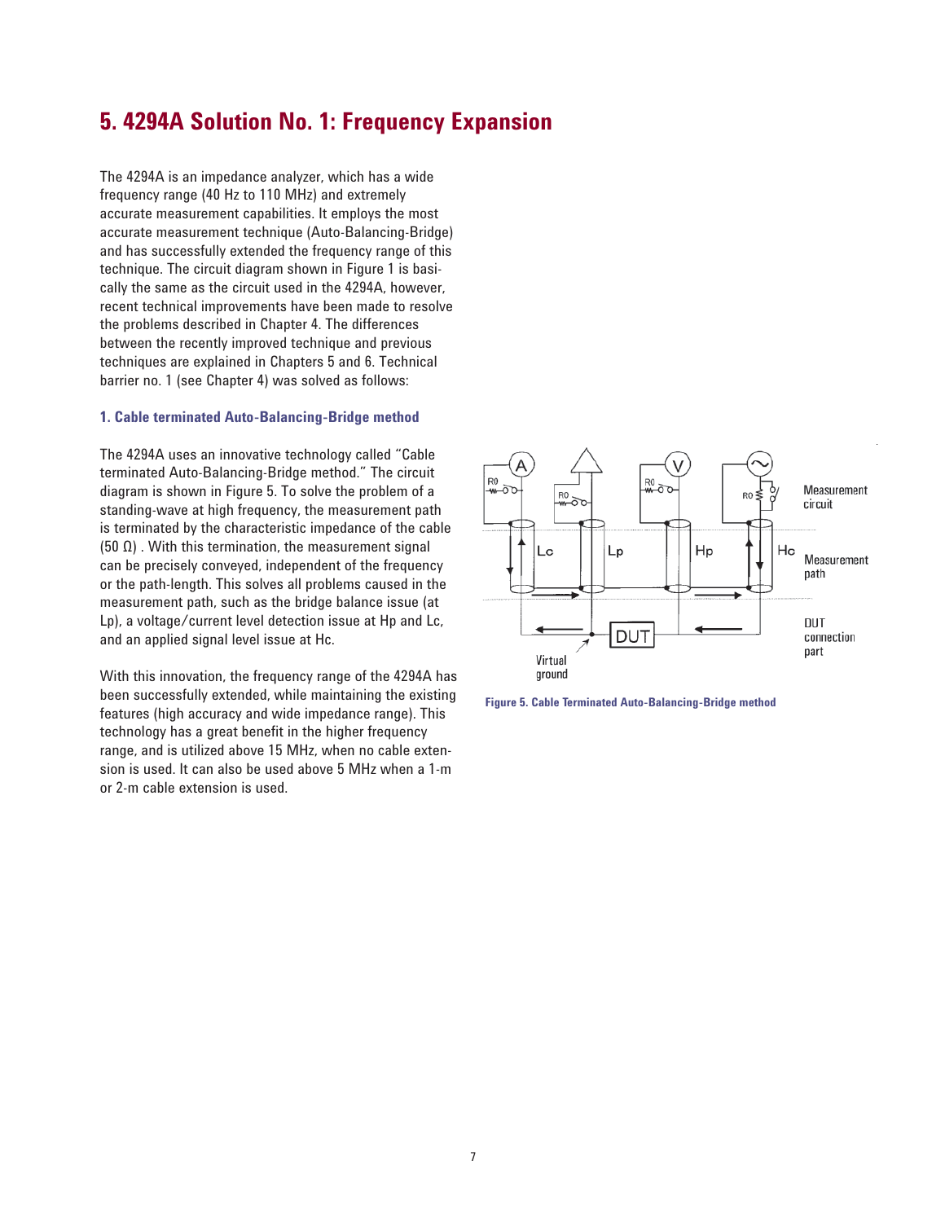# 5. 4294A Solution No. 1: Frequency Expansion

The 4294A is an impedance analyzer, which has a wide frequency range (40 Hz to 110 MHz) and extremely accurate measurement capabilities. It employs the most accurate measurement technique (Auto-Balancing-Bridge) and has successfully extended the frequency range of this technique. The circuit diagram shown in Figure 1 is basically the same as the circuit used in the 4294A, however, recent technical improvements have been made to resolve the problems described in Chapter 4. The differences between the recently improved technique and previous techniques are explained in Chapters 5 and 6. Technical barrier no. 1 (see Chapter 4) was solved as follows:

### 1. Cable terminated Auto-Balancing-Bridge method

The 4294A uses an innovative technology called "Cable terminated Auto-Balancing-Bridge method." The circuit diagram is shown in Figure 5. To solve the problem of a standing-wave at high frequency, the measurement path is terminated by the characteristic impedance of the cable (50 Ω) . With this termination, the measurement signal can be precisely conveyed, independent of the frequency or the path-length. This solves all problems caused in the measurement path, such as the bridge balance issue (at Lp), a voltage/current level detection issue at Hp and Lc, and an applied signal level issue at Hc.

With this innovation, the frequency range of the 4294A has been successfully extended, while maintaining the existing features (high accuracy and wide impedance range). This technology has a great benefit in the higher frequency range, and is utilized above 15 MHz, when no cable extension is used. It can also be used above 5 MHz when a 1-m or 2-m cable extension is used.

Figure 5. Cable Terminated Auto-Balancing-Bridge method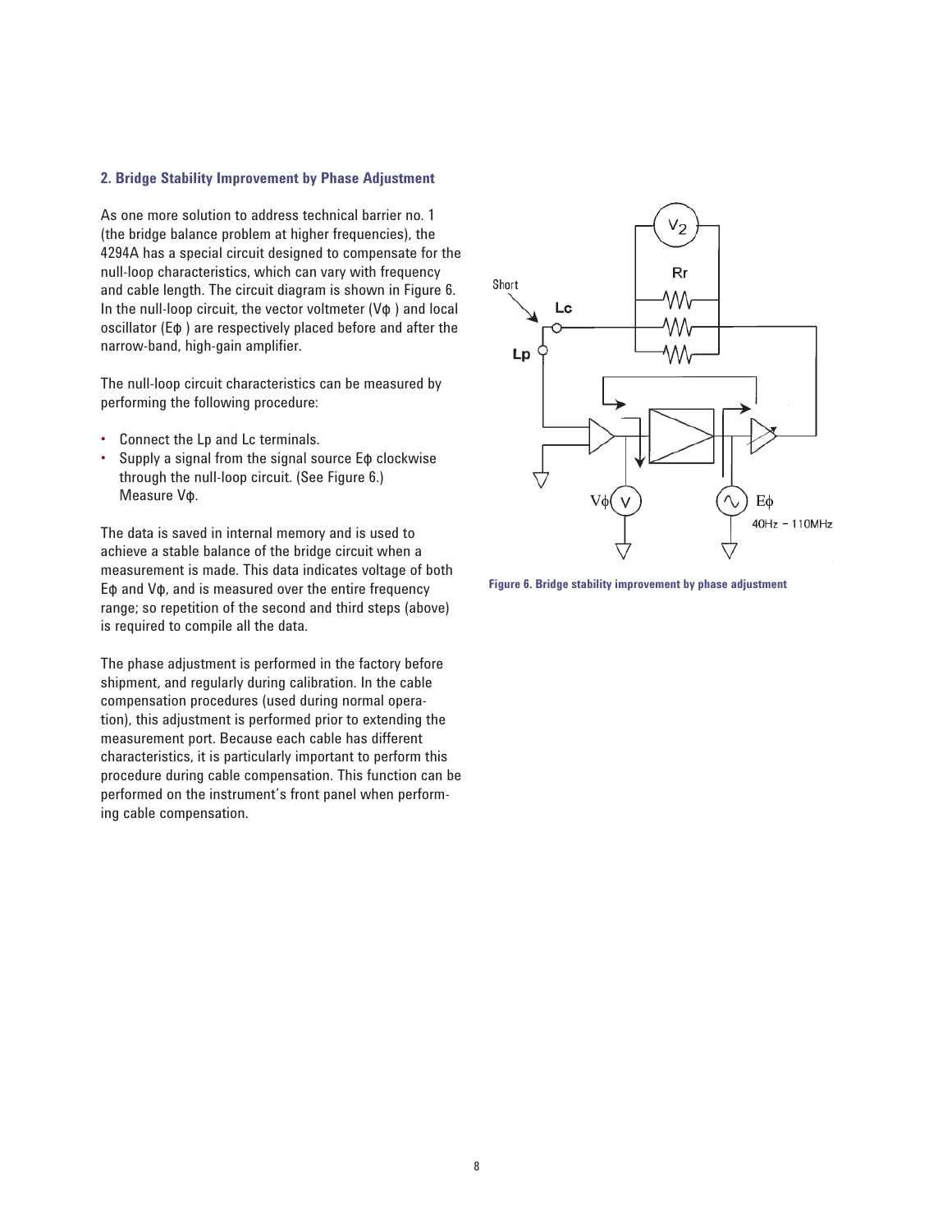### 2. Bridge Stability Improvement by Phase Adjustment

As one more solution to address technical barrier no. 1 (the bridge balance problem at higher frequencies), the 4294A has a special circuit designed to compensate for the null-loop characteristics, which can vary with frequency and cable length. The circuit diagram is shown in Figure 6. In the null-loop circuit, the vector voltmeter ($V\phi$ ) and local oscillator ($E\phi$ ) are respectively placed before and after the narrow-band, high-gain amplifier.

The null-loop circuit characteristics can be measured by performing the following procedure:

- Connect the Lp and Lc terminals.
- Supply a signal from the signal source $E\phi$ clockwise through the null-loop circuit. (See Figure 6.) Measure $V\phi$.

The data is saved in internal memory and is used to achieve a stable balance of the bridge circuit when a measurement is made. This data indicates voltage of both $E\phi$ and $V\phi$, and is measured over the entire frequency range; so repetition of the second and third steps (above) is required to compile all the data.

The phase adjustment is performed in the factory before shipment, and regularly during calibration. In the cable compensation procedures (used during normal operation), this adjustment is performed prior to extending the measurement port. Because each cable has different characteristics, it is particularly important to perform this procedure during cable compensation. This function can be performed on the instrument's front panel when performing cable compensation.

Figure 6. Bridge stability improvement by phase adjustment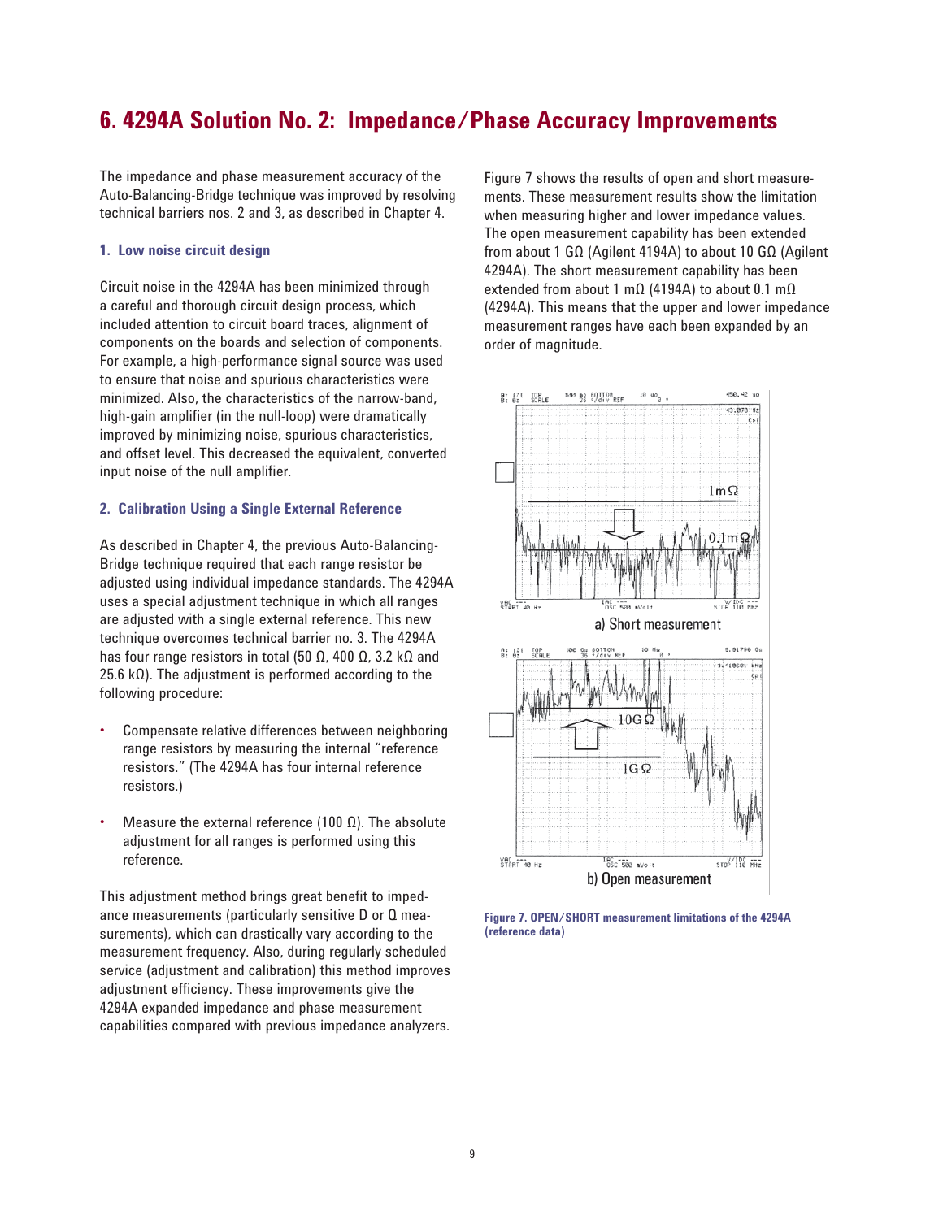# 6. 4294A Solution No. 2: Impedance/Phase Accuracy Improvements

The impedance and phase measurement accuracy of the Auto-Balancing-Bridge technique was improved by resolving technical barriers nos. 2 and 3, as described in Chapter 4.

### 1. Low noise circuit design

Circuit noise in the 4294A has been minimized through a careful and thorough circuit design process, which included attention to circuit board traces, alignment of components on the boards and selection of components. For example, a high-performance signal source was used to ensure that noise and spurious characteristics were minimized. Also, the characteristics of the narrow-band, high-gain amplifier (in the null-loop) were dramatically improved by minimizing noise, spurious characteristics, and offset level. This decreased the equivalent, converted input noise of the null amplifier.

### 2. Calibration Using a Single External Reference

As described in Chapter 4, the previous Auto-Balancing-Bridge technique required that each range resistor be adjusted using individual impedance standards. The 4294A uses a special adjustment technique in which all ranges are adjusted with a single external reference. This new technique overcomes technical barrier no. 3. The 4294A has four range resistors in total (50 Ω, 400 Ω, 3.2 kΩ and 25.6 kΩ). The adjustment is performed according to the following procedure:

- Compensate relative differences between neighboring range resistors by measuring the internal "reference resistors." (The 4294A has four internal reference resistors.)
- Measure the external reference (100 Ω). The absolute adjustment for all ranges is performed using this reference.

This adjustment method brings great benefit to impedance measurements (particularly sensitive D or Q measurements), which can drastically vary according to the measurement frequency. Also, during regularly scheduled service (adjustment and calibration) this method improves adjustment efficiency. These improvements give the 4294A expanded impedance and phase measurement capabilities compared with previous impedance analyzers.

Figure 7 shows the results of open and short measurements. These measurement results show the limitation when measuring higher and lower impedance values. The open measurement capability has been extended from about 1 GΩ (Agilent 4194A) to about 10 GΩ (Agilent 4294A). The short measurement capability has been extended from about 1 mΩ (4194A) to about 0.1 mΩ (4294A). This means that the upper and lower impedance measurement ranges have each been expanded by an order of magnitude.

a) Short measurement

b) Open measurement

**Figure 7. OPEN/SHORT measurement limitations of the 4294A (reference data)**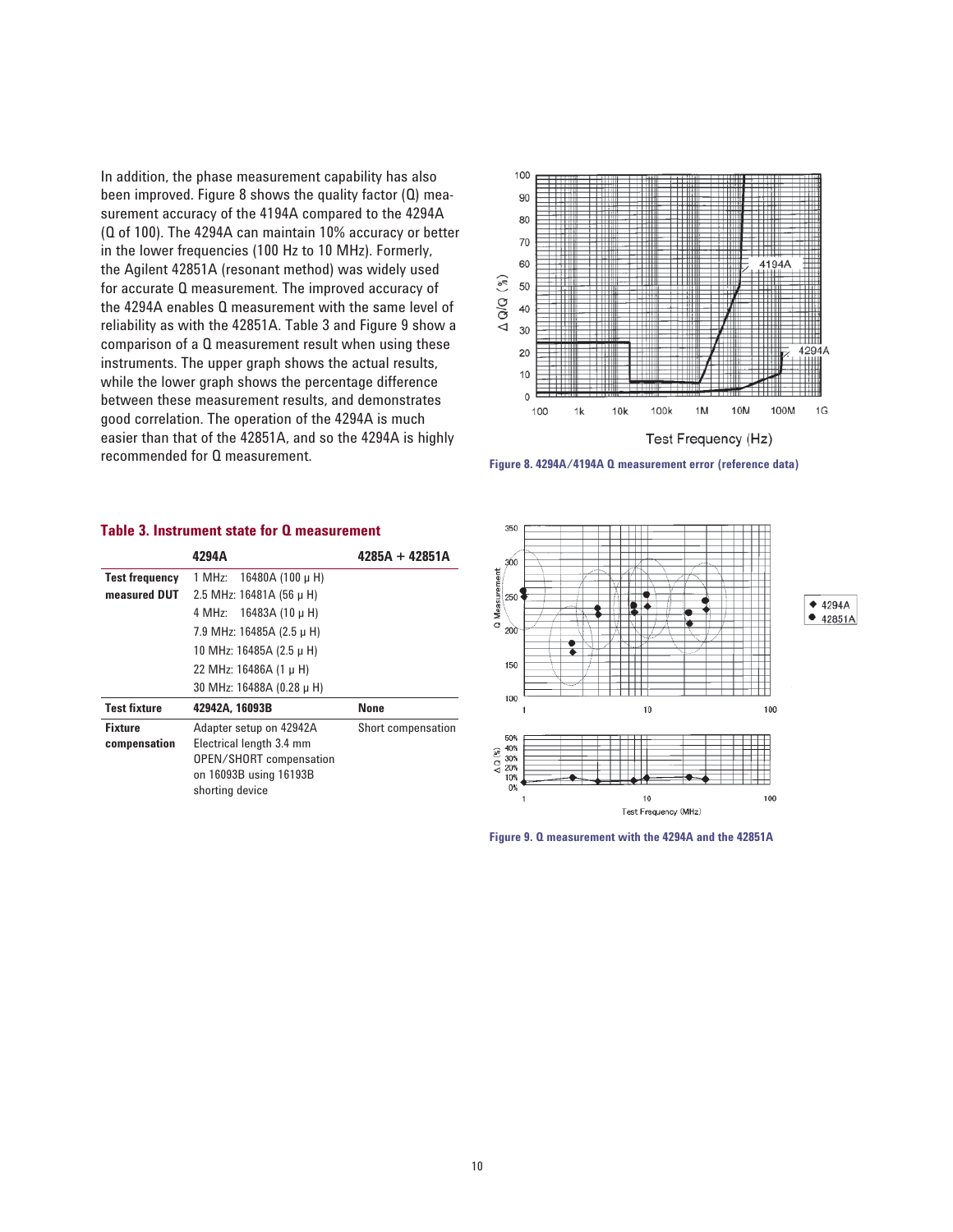In addition, the phase measurement capability has also been improved. Figure 8 shows the quality factor (Q) measurement accuracy of the 4194A compared to the 4294A (Q of 100). The 4294A can maintain 10% accuracy or better in the lower frequencies (100 Hz to 10 MHz). Formerly, the Agilent 42851A (resonant method) was widely used for accurate Q measurement. The improved accuracy of the 4294A enables Q measurement with the same level of reliability as with the 42851A. Table 3 and Figure 9 show a comparison of a Q measurement result when using these instruments. The upper graph shows the actual results, while the lower graph shows the percentage difference between these measurement results, and demonstrates good correlation. The operation of the 4294A is much easier than that of the 42851A, and so the 4294A is highly recommended for Q measurement.

**Figure 8. 4294A/4194A Q measurement error (reference data)**

### Table 3. Instrument state for Q measurement

| | 4294A | 4285A + 42851A |
|---|---|---|
| **Test frequency measured DUT** | 1 MHz: 16480A (100 μ H)<br>2.5 MHz: 16481A (56 μ H)<br>4 MHz: 16483A (10 μ H)<br>7.9 MHz: 16485A (2.5 μ H)<br>10 MHz: 16485A (2.5 μ H)<br>22 MHz: 16486A (1 μ H)<br>30 MHz: 16488A (0.28 μ H) | |
| **Test fixture** | **42942A, 16093B** | **None** |
| **Fixture compensation** | Adapter setup on 42942A<br>Electrical length 3.4 mm<br>OPEN/SHORT compensation on 16093B using 16193B shorting device | Short compensation |

**Figure 9. Q measurement with the 4294A and the 42851A**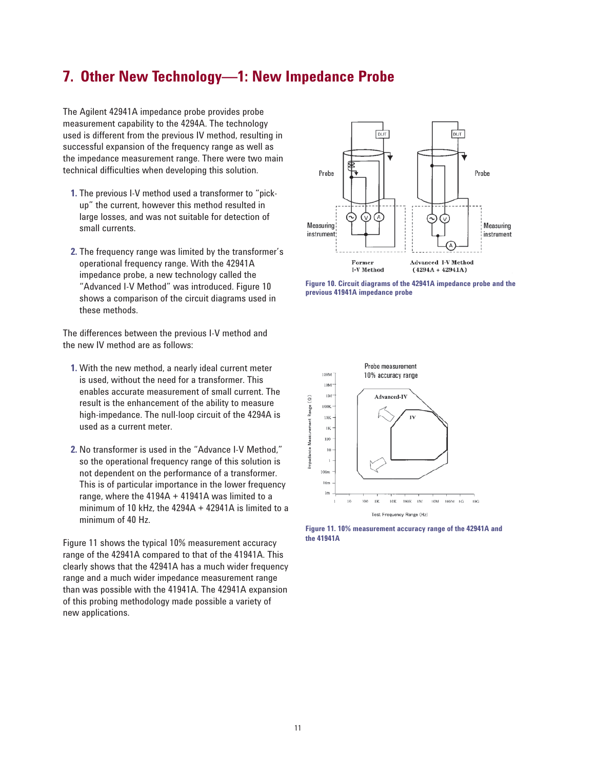# 7. Other New Technology—1: New Impedance Probe

The Agilent 42941A impedance probe provides probe measurement capability to the 4294A. The technology used is different from the previous IV method, resulting in successful expansion of the frequency range as well as the impedance measurement range. There were two main technical difficulties when developing this solution.

1. The previous I-V method used a transformer to "pick-up" the current, however this method resulted in large losses, and was not suitable for detection of small currents.

2. The frequency range was limited by the transformer's operational frequency range. With the 42941A impedance probe, a new technology called the "Advanced I-V Method" was introduced. Figure 10 shows a comparison of the circuit diagrams used in these methods.

The differences between the previous I-V method and the new IV method are as follows:

1. With the new method, a nearly ideal current meter is used, without the need for a transformer. This enables accurate measurement of small current. The result is the enhancement of the ability to measure high-impedance. The null-loop circuit of the 4294A is used as a current meter.

2. No transformer is used in the "Advance I-V Method," so the operational frequency range of this solution is not dependent on the performance of a transformer. This is of particular importance in the lower frequency range, where the 4194A + 41941A was limited to a minimum of 10 kHz, the 4294A + 42941A is limited to a minimum of 40 Hz.

Figure 11 shows the typical 10% measurement accuracy range of the 42941A compared to that of the 41941A. This clearly shows that the 42941A has a much wider frequency range and a much wider impedance measurement range than was possible with the 41941A. The 42941A expansion of this probing methodology made possible a variety of new applications.

**Figure 10. Circuit diagrams of the 42941A impedance probe and the previous 41941A impedance probe**

**Figure 11. 10% measurement accuracy range of the 42941A and the 41941A**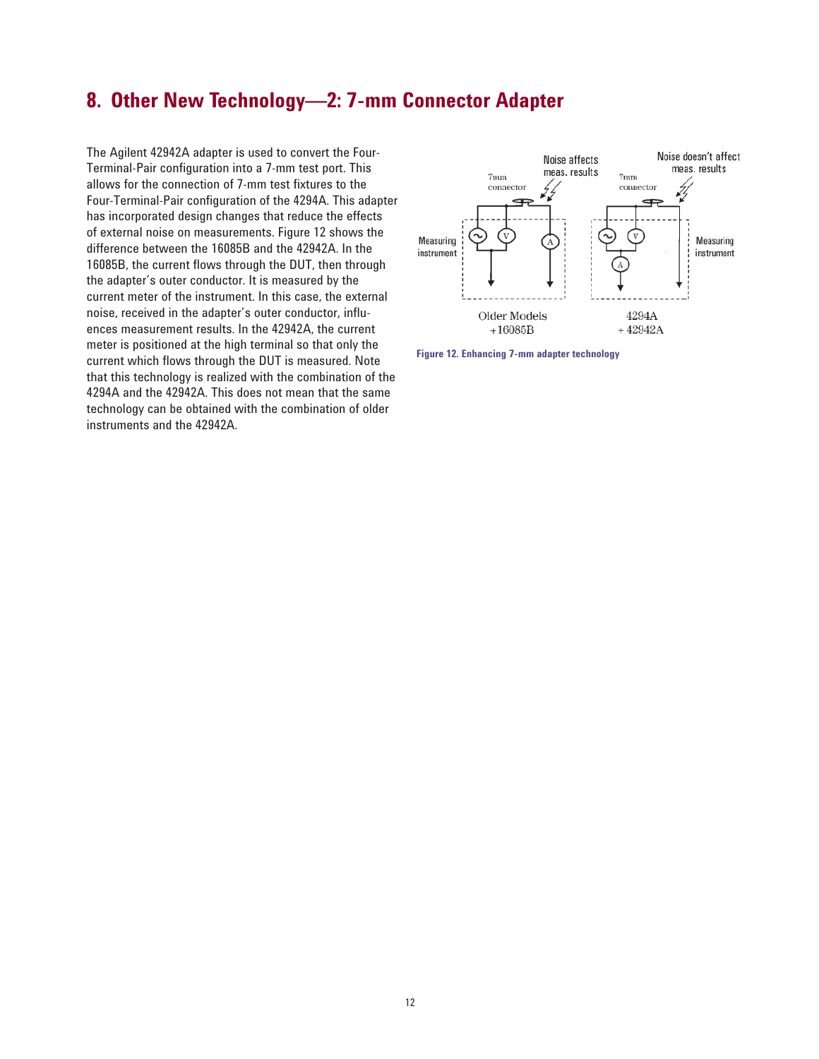# 8. Other New Technology—2: 7-mm Connector Adapter

The Agilent 42942A adapter is used to convert the Four-Terminal-Pair configuration into a 7-mm test port. This allows for the connection of 7-mm test fixtures to the Four-Terminal-Pair configuration of the 4294A. This adapter has incorporated design changes that reduce the effects of external noise on measurements. Figure 12 shows the difference between the 16085B and the 42942A. In the 16085B, the current flows through the DUT, then through the adapter's outer conductor. It is measured by the current meter of the instrument. In this case, the external noise, received in the adapter's outer conductor, influences measurement results. In the 42942A, the current meter is positioned at the high terminal so that only the current which flows through the DUT is measured. Note that this technology is realized with the combination of the 4294A and the 42942A. This does not mean that the same technology can be obtained with the combination of older instruments and the 42942A.

Figure 12. Enhancing 7-mm adapter technology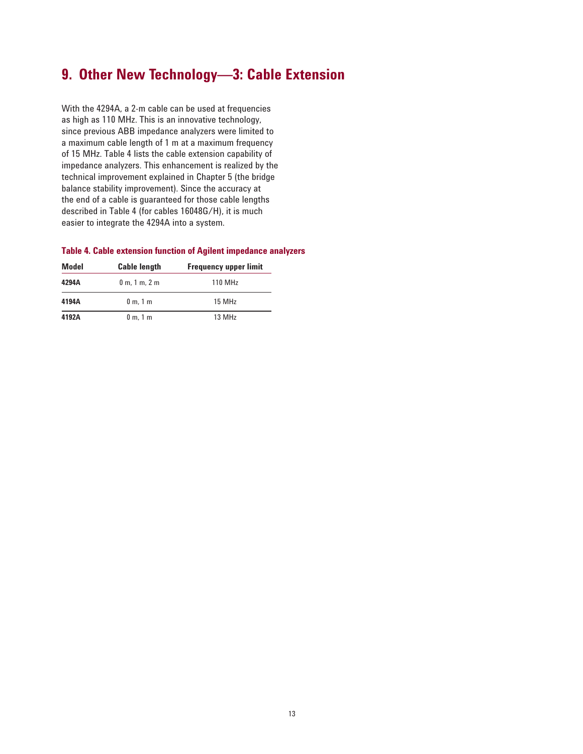# 9. Other New Technology—3: Cable Extension

With the 4294A, a 2-m cable can be used at frequencies as high as 110 MHz. This is an innovative technology, since previous ABB impedance analyzers were limited to a maximum cable length of 1 m at a maximum frequency of 15 MHz. Table 4 lists the cable extension capability of impedance analyzers. This enhancement is realized by the technical improvement explained in Chapter 5 (the bridge balance stability improvement). Since the accuracy at the end of a cable is guaranteed for those cable lengths described in Table 4 (for cables 16048G/H), it is much easier to integrate the 4294A into a system.

**Table 4. Cable extension function of Agilent impedance analyzers**

| Model | Cable length | Frequency upper limit |
|---|---|---|
| **4294A** | 0 m, 1 m, 2 m | 110 MHz |
| **4194A** | 0 m, 1 m | 15 MHz |
| **4192A** | 0 m, 1 m | 13 MHz |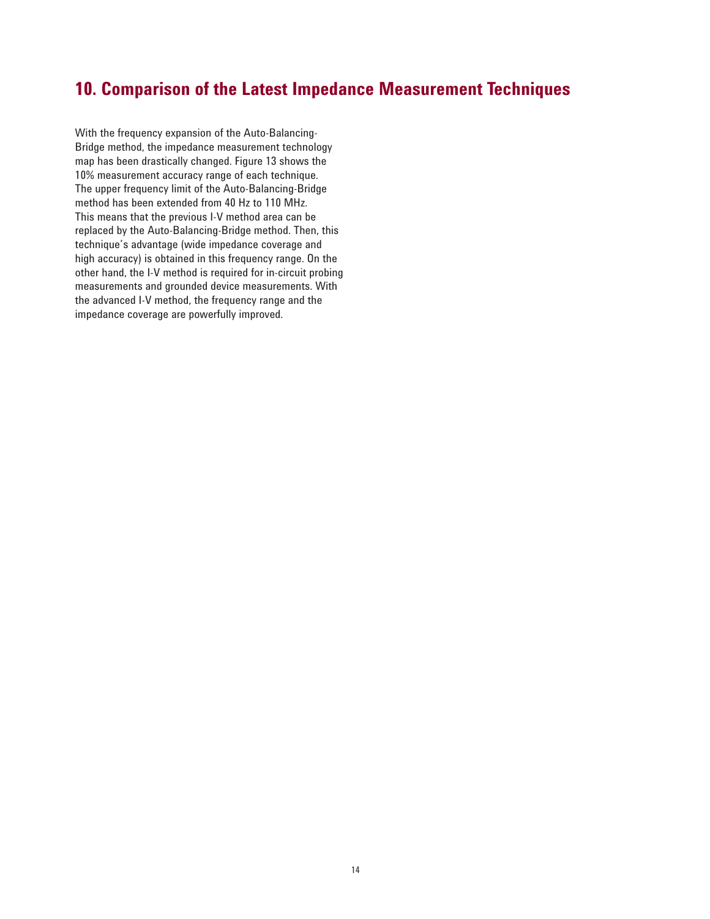## 10. Comparison of the Latest Impedance Measurement Techniques

With the frequency expansion of the Auto-Balancing-Bridge method, the impedance measurement technology map has been drastically changed. Figure 13 shows the 10% measurement accuracy range of each technique. The upper frequency limit of the Auto-Balancing-Bridge method has been extended from 40 Hz to 110 MHz. This means that the previous I-V method area can be replaced by the Auto-Balancing-Bridge method. Then, this technique's advantage (wide impedance coverage and high accuracy) is obtained in this frequency range. On the other hand, the I-V method is required for in-circuit probing measurements and grounded device measurements. With the advanced I-V method, the frequency range and the impedance coverage are powerfully improved.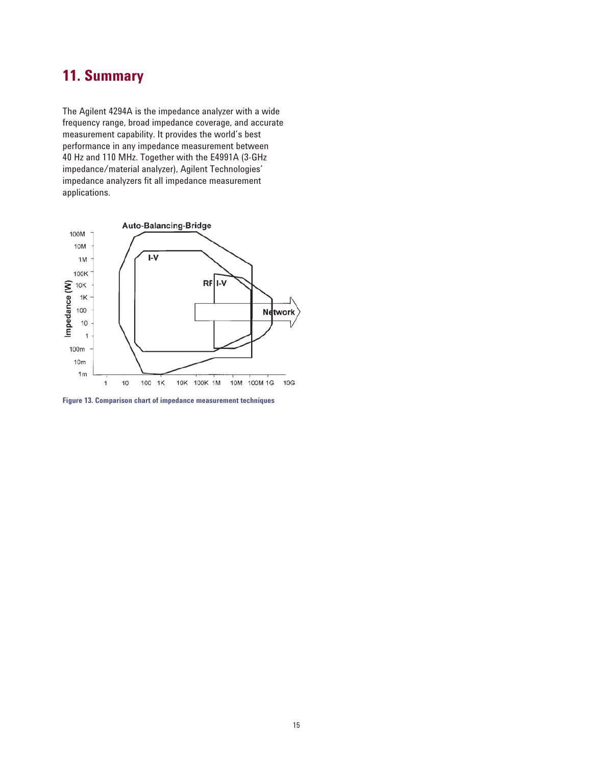# 11. Summary

The Agilent 4294A is the impedance analyzer with a wide frequency range, broad impedance coverage, and accurate measurement capability. It provides the world's best performance in any impedance measurement between 40 Hz and 110 MHz. Together with the E4991A (3-GHz impedance/material analyzer), Agilent Technologies' impedance analyzers fit all impedance measurement applications.

**Figure 13. Comparison chart of impedance measurement techniques**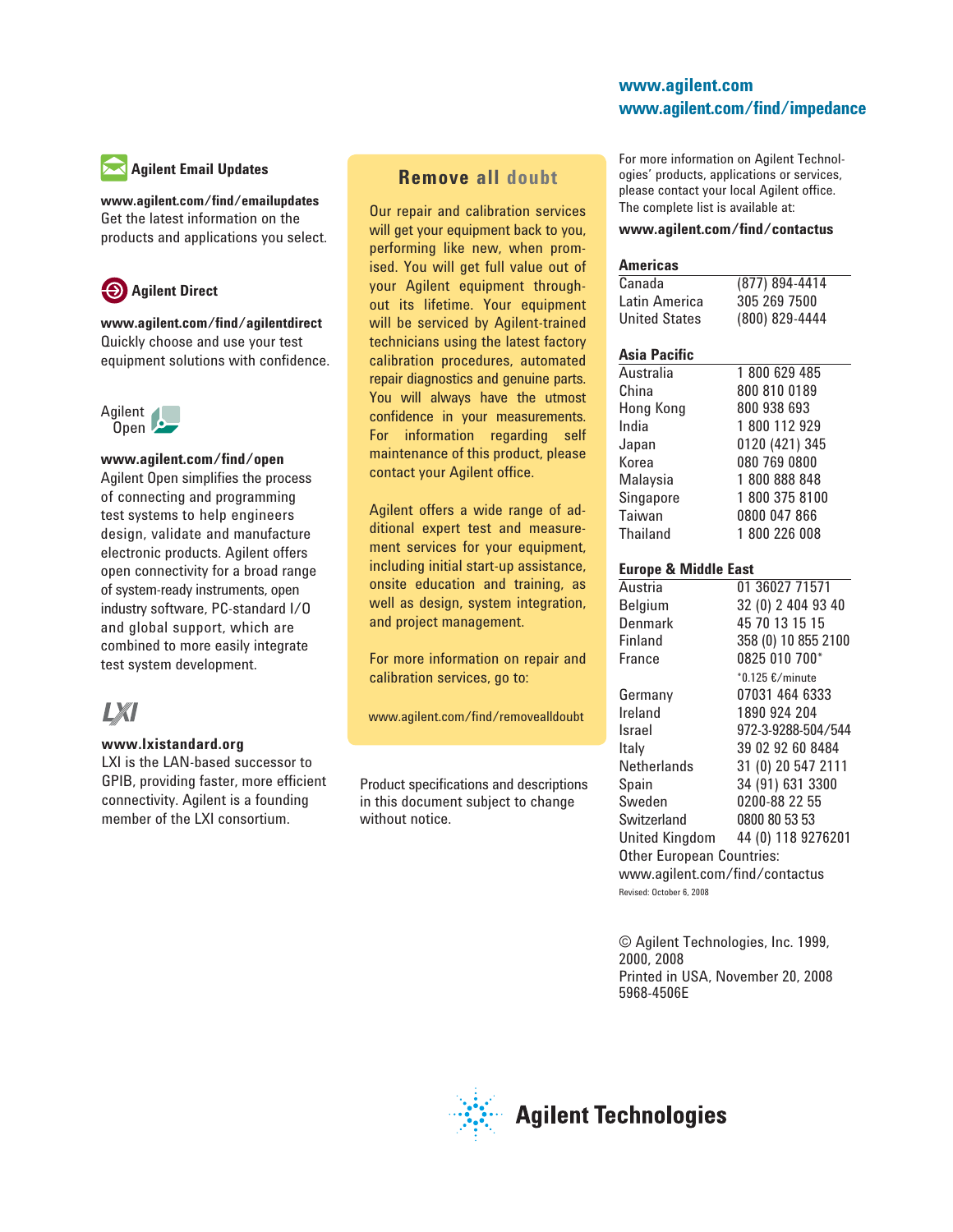www.agilent.com
www.agilent.com/find/impedance

### Agilent Email Updates

**www.agilent.com/find/emailupdates**
Get the latest information on the products and applications you select.

### Agilent Direct

**www.agilent.com/find/agilentdirect**
Quickly choose and use your test equipment solutions with confidence.

### Agilent Open

**www.agilent.com/find/open**
Agilent Open simplifies the process of connecting and programming test systems to help engineers design, validate and manufacture electronic products. Agilent offers open connectivity for a broad range of system-ready instruments, open industry software, PC-standard I/O and global support, which are combined to more easily integrate test system development.

### LXI

**www.lxistandard.org**
LXI is the LAN-based successor to GPIB, providing faster, more efficient connectivity. Agilent is a founding member of the LXI consortium.

## Remove all doubt

Our repair and calibration services will get your equipment back to you, performing like new, when promised. You will get full value out of your Agilent equipment throughout its lifetime. Your equipment will be serviced by Agilent-trained technicians using the latest factory calibration procedures, automated repair diagnostics and genuine parts. You will always have the utmost confidence in your measurements. For information regarding self maintenance of this product, please contact your Agilent office.

Agilent offers a wide range of additional expert test and measurement services for your equipment, including initial start-up assistance, onsite education and training, as well as design, system integration, and project management.

For more information on repair and calibration services, go to:

www.agilent.com/find/removealldoubt

Product specifications and descriptions in this document subject to change without notice.

For more information on Agilent Technologies' products, applications or services, please contact your local Agilent office. The complete list is available at:

**www.agilent.com/find/contactus**

**Americas**

| | |
|---|---|
| Canada | (877) 894-4414 |
| Latin America | 305 269 7500 |
| United States | (800) 829-4444 |

**Asia Pacific**

| | |
|---|---|
| Australia | 1 800 629 485 |
| China | 800 810 0189 |
| Hong Kong | 800 938 693 |
| India | 1 800 112 929 |
| Japan | 0120 (421) 345 |
| Korea | 080 769 0800 |
| Malaysia | 1 800 888 848 |
| Singapore | 1 800 375 8100 |
| Taiwan | 0800 047 866 |
| Thailand | 1 800 226 008 |

**Europe & Middle East**

| | |
|---|---|
| Austria | 01 36027 71571 |
| Belgium | 32 (0) 2 404 93 40 |
| Denmark | 45 70 13 15 15 |
| Finland | 358 (0) 10 855 2100 |
| France | 0825 010 700* |
| | *0.125 €/minute |
| Germany | 07031 464 6333 |
| Ireland | 1890 924 204 |
| Israel | 972-3-9288-504/544 |
| Italy | 39 02 92 60 8484 |
| Netherlands | 31 (0) 20 547 2111 |
| Spain | 34 (91) 631 3300 |
| Sweden | 0200-88 22 55 |
| Switzerland | 0800 80 53 53 |
| United Kingdom | 44 (0) 118 9276201 |

Other European Countries:
www.agilent.com/find/contactus

Revised: October 6, 2008

© Agilent Technologies, Inc. 1999, 2000, 2008
Printed in USA, November 20, 2008
5968-4506E

Agilent Technologies